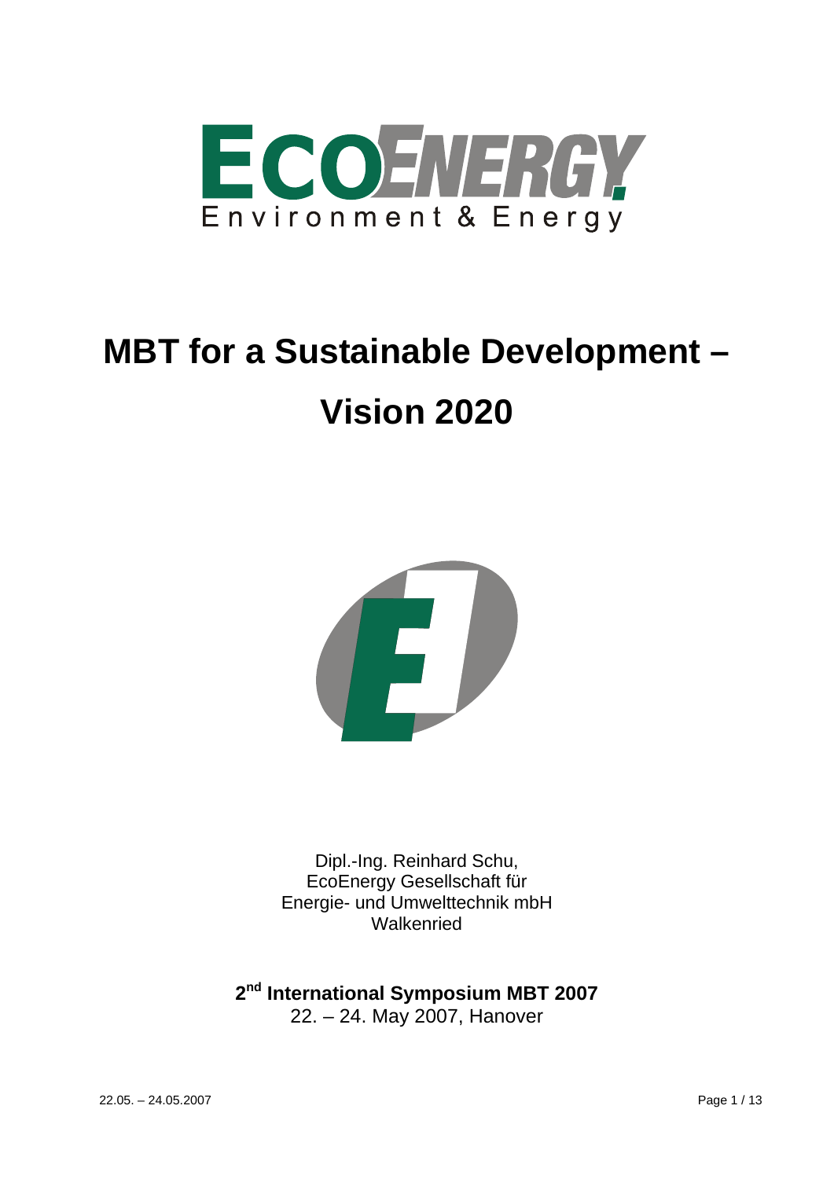ECOENERGY
Environment & Energy

# MBT for a Sustainable Development – Vision 2020

Dipl.-Ing. Reinhard Schu,
EcoEnergy Gesellschaft für
Energie- und Umwelttechnik mbH
Walkenried

**2nd International Symposium MBT 2007**
22. – 24. May 2007, Hanover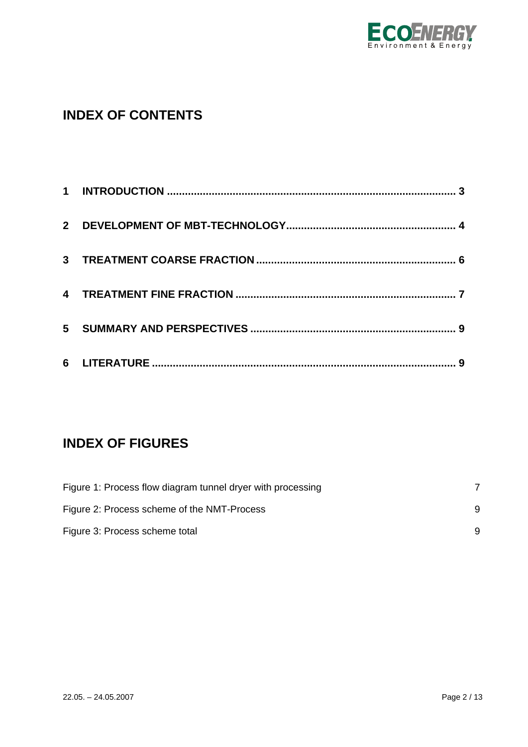## INDEX OF CONTENTS

| | | |
|---|---|---|
| **1** | **INTRODUCTION** | **3** |
| **2** | **DEVELOPMENT OF MBT-TECHNOLOGY** | **4** |
| **3** | **TREATMENT COARSE FRACTION** | **6** |
| **4** | **TREATMENT FINE FRACTION** | **7** |
| **5** | **SUMMARY AND PERSPECTIVES** | **9** |
| **6** | **LITERATURE** | **9** |

## INDEX OF FIGURES

| | |
|---|---|
| Figure 1: Process flow diagram tunnel dryer with processing | 7 |
| Figure 2: Process scheme of the NMT-Process | 9 |
| Figure 3: Process scheme total | 9 |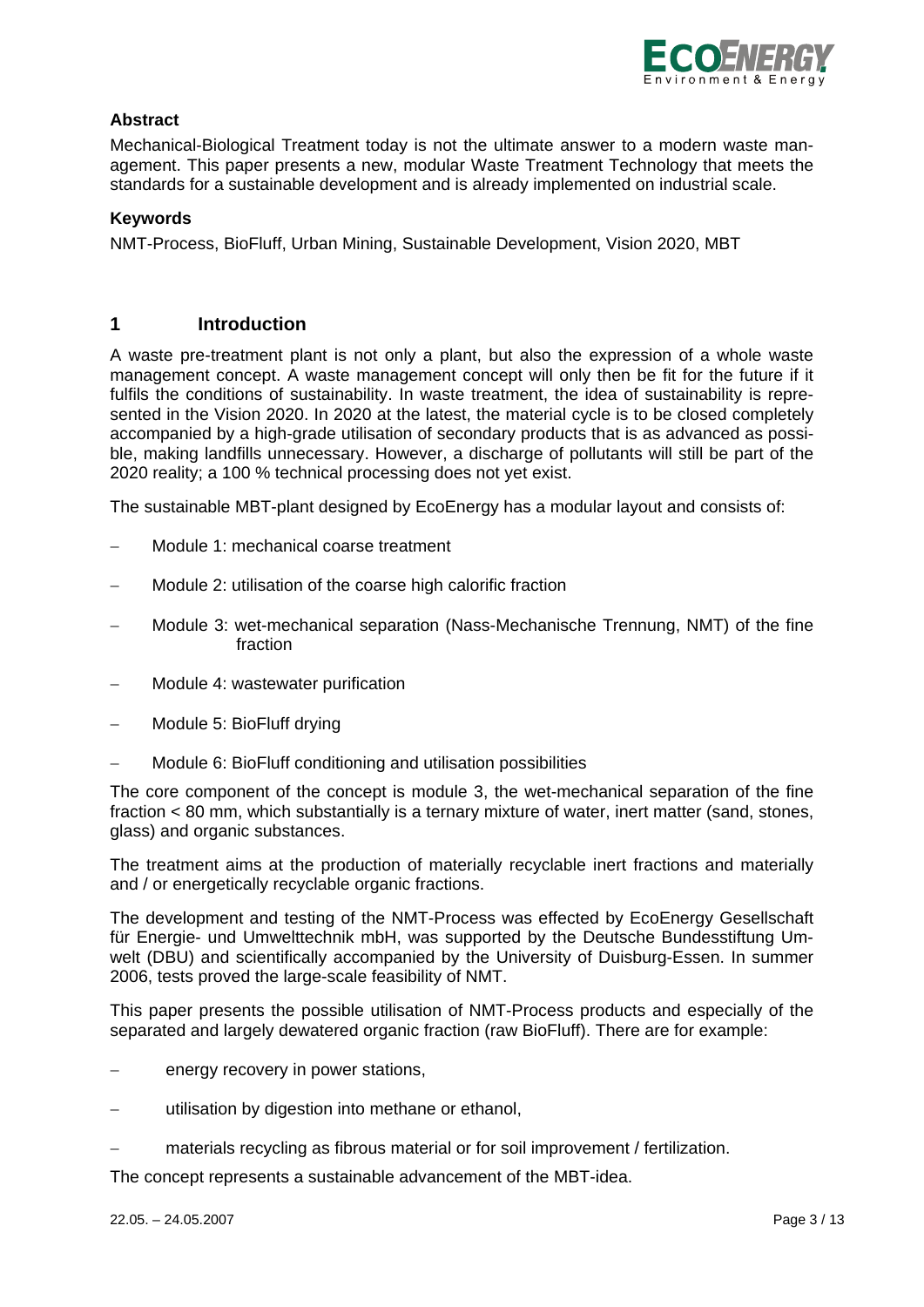**Abstract**

Mechanical-Biological Treatment today is not the ultimate answer to a modern waste management. This paper presents a new, modular Waste Treatment Technology that meets the standards for a sustainable development and is already implemented on industrial scale.

**Keywords**

NMT-Process, BioFluff, Urban Mining, Sustainable Development, Vision 2020, MBT

# 1 Introduction

A waste pre-treatment plant is not only a plant, but also the expression of a whole waste management concept. A waste management concept will only then be fit for the future if it fulfils the conditions of sustainability. In waste treatment, the idea of sustainability is represented in the Vision 2020. In 2020 at the latest, the material cycle is to be closed completely accompanied by a high-grade utilisation of secondary products that is as advanced as possible, making landfills unnecessary. However, a discharge of pollutants will still be part of the 2020 reality; a 100 % technical processing does not yet exist.

The sustainable MBT-plant designed by EcoEnergy has a modular layout and consists of:

- Module 1: mechanical coarse treatment
- Module 2: utilisation of the coarse high calorific fraction
- Module 3: wet-mechanical separation (Nass-Mechanische Trennung, NMT) of the fine fraction
- Module 4: wastewater purification
- Module 5: BioFluff drying
- Module 6: BioFluff conditioning and utilisation possibilities

The core component of the concept is module 3, the wet-mechanical separation of the fine fraction < 80 mm, which substantially is a ternary mixture of water, inert matter (sand, stones, glass) and organic substances.

The treatment aims at the production of materially recyclable inert fractions and materially and / or energetically recyclable organic fractions.

The development and testing of the NMT-Process was effected by EcoEnergy Gesellschaft für Energie- und Umwelttechnik mbH, was supported by the Deutsche Bundesstiftung Umwelt (DBU) and scientifically accompanied by the University of Duisburg-Essen. In summer 2006, tests proved the large-scale feasibility of NMT.

This paper presents the possible utilisation of NMT-Process products and especially of the separated and largely dewatered organic fraction (raw BioFluff). There are for example:

- energy recovery in power stations,
- utilisation by digestion into methane or ethanol,
- materials recycling as fibrous material or for soil improvement / fertilization.

The concept represents a sustainable advancement of the MBT-idea.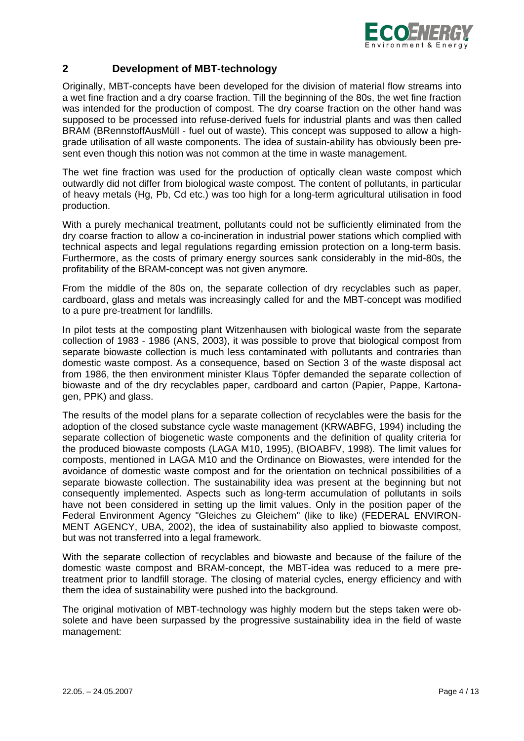## 2 Development of MBT-technology

Originally, MBT-concepts have been developed for the division of material flow streams into a wet fine fraction and a dry coarse fraction. Till the beginning of the 80s, the wet fine fraction was intended for the production of compost. The dry coarse fraction on the other hand was supposed to be processed into refuse-derived fuels for industrial plants and was then called BRAM (BRennstoffAusMüll - fuel out of waste). This concept was supposed to allow a high-grade utilisation of all waste components. The idea of sustain-ability has obviously been present even though this notion was not common at the time in waste management.

The wet fine fraction was used for the production of optically clean waste compost which outwardly did not differ from biological waste compost. The content of pollutants, in particular of heavy metals (Hg, Pb, Cd etc.) was too high for a long-term agricultural utilisation in food production.

With a purely mechanical treatment, pollutants could not be sufficiently eliminated from the dry coarse fraction to allow a co-incineration in industrial power stations which complied with technical aspects and legal regulations regarding emission protection on a long-term basis. Furthermore, as the costs of primary energy sources sank considerably in the mid-80s, the profitability of the BRAM-concept was not given anymore.

From the middle of the 80s on, the separate collection of dry recyclables such as paper, cardboard, glass and metals was increasingly called for and the MBT-concept was modified to a pure pre-treatment for landfills.

In pilot tests at the composting plant Witzenhausen with biological waste from the separate collection of 1983 - 1986 (ANS, 2003), it was possible to prove that biological compost from separate biowaste collection is much less contaminated with pollutants and contraries than domestic waste compost. As a consequence, based on Section 3 of the waste disposal act from 1986, the then environment minister Klaus Töpfer demanded the separate collection of biowaste and of the dry recyclables paper, cardboard and carton (Papier, Pappe, Kartonagen, PPK) and glass.

The results of the model plans for a separate collection of recyclables were the basis for the adoption of the closed substance cycle waste management (KRWABFG, 1994) including the separate collection of biogenetic waste components and the definition of quality criteria for the produced biowaste composts (LAGA M10, 1995), (BIOABFV, 1998). The limit values for composts, mentioned in LAGA M10 and the Ordinance on Biowastes, were intended for the avoidance of domestic waste compost and for the orientation on technical possibilities of a separate biowaste collection. The sustainability idea was present at the beginning but not consequently implemented. Aspects such as long-term accumulation of pollutants in soils have not been considered in setting up the limit values. Only in the position paper of the Federal Environment Agency "Gleiches zu Gleichem" (like to like) (FEDERAL ENVIRONMENT AGENCY, UBA, 2002), the idea of sustainability also applied to biowaste compost, but was not transferred into a legal framework.

With the separate collection of recyclables and biowaste and because of the failure of the domestic waste compost and BRAM-concept, the MBT-idea was reduced to a mere pre-treatment prior to landfill storage. The closing of material cycles, energy efficiency and with them the idea of sustainability were pushed into the background.

The original motivation of MBT-technology was highly modern but the steps taken were obsolete and have been surpassed by the progressive sustainability idea in the field of waste management: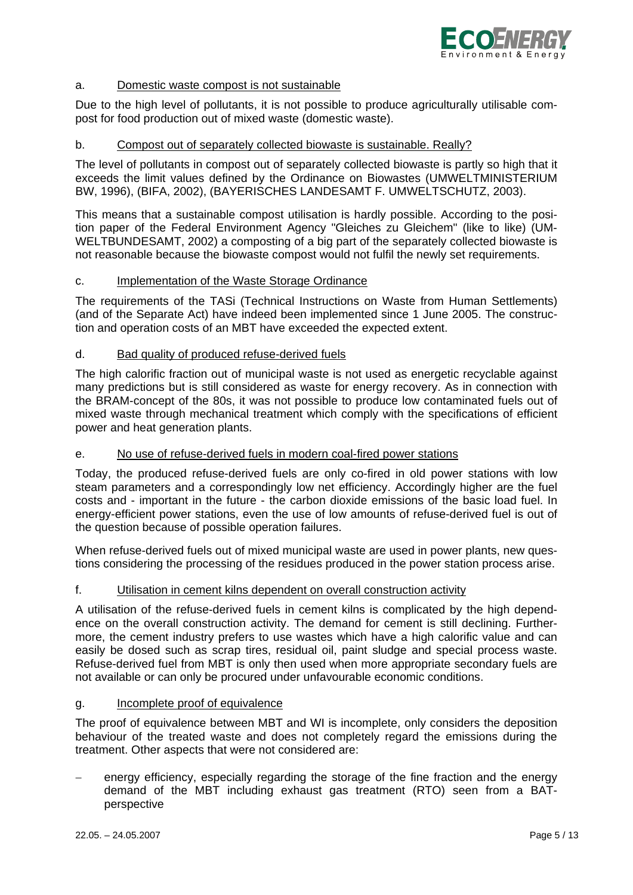a. <u>Domestic waste compost is not sustainable</u>

Due to the high level of pollutants, it is not possible to produce agriculturally utilisable compost for food production out of mixed waste (domestic waste).

b. <u>Compost out of separately collected biowaste is sustainable. Really?</u>

The level of pollutants in compost out of separately collected biowaste is partly so high that it exceeds the limit values defined by the Ordinance on Biowastes (UMWELTMINISTERIUM BW, 1996), (BIFA, 2002), (BAYERISCHES LANDESAMT F. UMWELTSCHUTZ, 2003).

This means that a sustainable compost utilisation is hardly possible. According to the position paper of the Federal Environment Agency "Gleiches zu Gleichem" (like to like) (UMWELTBUNDESAMT, 2002) a composting of a big part of the separately collected biowaste is not reasonable because the biowaste compost would not fulfil the newly set requirements.

c. <u>Implementation of the Waste Storage Ordinance</u>

The requirements of the TASi (Technical Instructions on Waste from Human Settlements) (and of the Separate Act) have indeed been implemented since 1 June 2005. The construction and operation costs of an MBT have exceeded the expected extent.

d. <u>Bad quality of produced refuse-derived fuels</u>

The high calorific fraction out of municipal waste is not used as energetic recyclable against many predictions but is still considered as waste for energy recovery. As in connection with the BRAM-concept of the 80s, it was not possible to produce low contaminated fuels out of mixed waste through mechanical treatment which comply with the specifications of efficient power and heat generation plants.

e. <u>No use of refuse-derived fuels in modern coal-fired power stations</u>

Today, the produced refuse-derived fuels are only co-fired in old power stations with low steam parameters and a correspondingly low net efficiency. Accordingly higher are the fuel costs and - important in the future - the carbon dioxide emissions of the basic load fuel. In energy-efficient power stations, even the use of low amounts of refuse-derived fuel is out of the question because of possible operation failures.

When refuse-derived fuels out of mixed municipal waste are used in power plants, new questions considering the processing of the residues produced in the power station process arise.

f. <u>Utilisation in cement kilns dependent on overall construction activity</u>

A utilisation of the refuse-derived fuels in cement kilns is complicated by the high dependence on the overall construction activity. The demand for cement is still declining. Furthermore, the cement industry prefers to use wastes which have a high calorific value and can easily be dosed such as scrap tires, residual oil, paint sludge and special process waste. Refuse-derived fuel from MBT is only then used when more appropriate secondary fuels are not available or can only be procured under unfavourable economic conditions.

g. <u>Incomplete proof of equivalence</u>

The proof of equivalence between MBT and WI is incomplete, only considers the deposition behaviour of the treated waste and does not completely regard the emissions during the treatment. Other aspects that were not considered are:

- energy efficiency, especially regarding the storage of the fine fraction and the energy demand of the MBT including exhaust gas treatment (RTO) seen from a BAT-perspective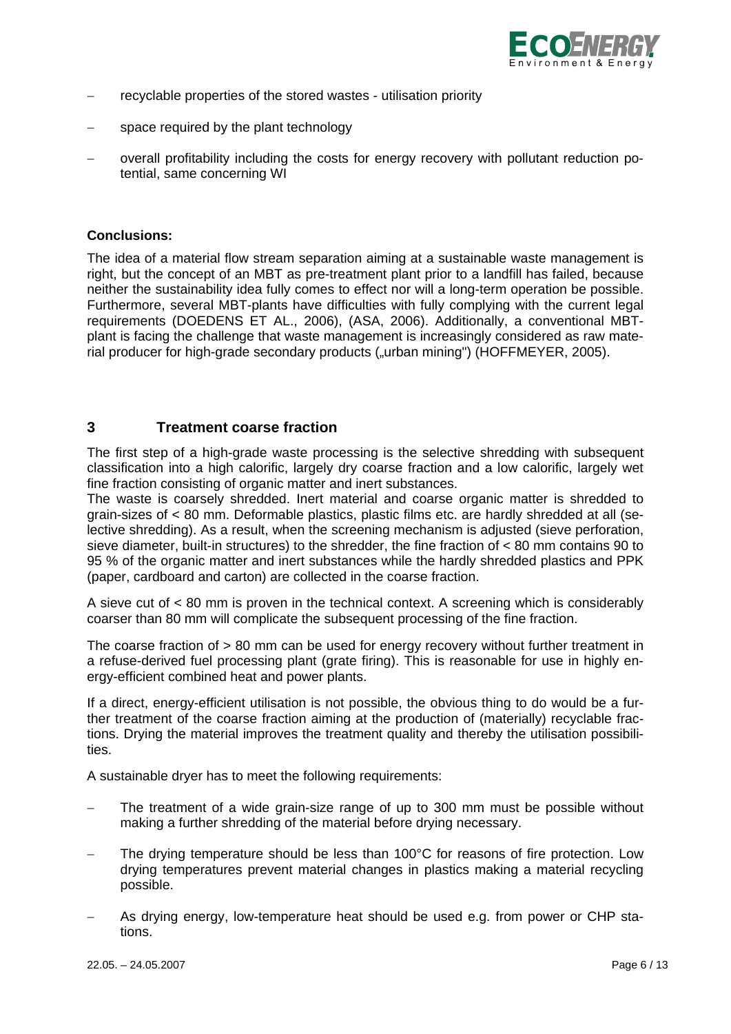- recyclable properties of the stored wastes - utilisation priority
- space required by the plant technology
- overall profitability including the costs for energy recovery with pollutant reduction potential, same concerning WI

**Conclusions:**

The idea of a material flow stream separation aiming at a sustainable waste management is right, but the concept of an MBT as pre-treatment plant prior to a landfill has failed, because neither the sustainability idea fully comes to effect nor will a long-term operation be possible. Furthermore, several MBT-plants have difficulties with fully complying with the current legal requirements (DOEDENS ET AL., 2006), (ASA, 2006). Additionally, a conventional MBT-plant is facing the challenge that waste management is increasingly considered as raw material producer for high-grade secondary products („urban mining") (HOFFMEYER, 2005).

## 3 Treatment coarse fraction

The first step of a high-grade waste processing is the selective shredding with subsequent classification into a high calorific, largely dry coarse fraction and a low calorific, largely wet fine fraction consisting of organic matter and inert substances.
The waste is coarsely shredded. Inert material and coarse organic matter is shredded to grain-sizes of < 80 mm. Deformable plastics, plastic films etc. are hardly shredded at all (selective shredding). As a result, when the screening mechanism is adjusted (sieve perforation, sieve diameter, built-in structures) to the shredder, the fine fraction of < 80 mm contains 90 to 95 % of the organic matter and inert substances while the hardly shredded plastics and PPK (paper, cardboard and carton) are collected in the coarse fraction.

A sieve cut of < 80 mm is proven in the technical context. A screening which is considerably coarser than 80 mm will complicate the subsequent processing of the fine fraction.

The coarse fraction of > 80 mm can be used for energy recovery without further treatment in a refuse-derived fuel processing plant (grate firing). This is reasonable for use in highly energy-efficient combined heat and power plants.

If a direct, energy-efficient utilisation is not possible, the obvious thing to do would be a further treatment of the coarse fraction aiming at the production of (materially) recyclable fractions. Drying the material improves the treatment quality and thereby the utilisation possibilities.

A sustainable dryer has to meet the following requirements:

- The treatment of a wide grain-size range of up to 300 mm must be possible without making a further shredding of the material before drying necessary.
- The drying temperature should be less than 100°C for reasons of fire protection. Low drying temperatures prevent material changes in plastics making a material recycling possible.
- As drying energy, low-temperature heat should be used e.g. from power or CHP stations.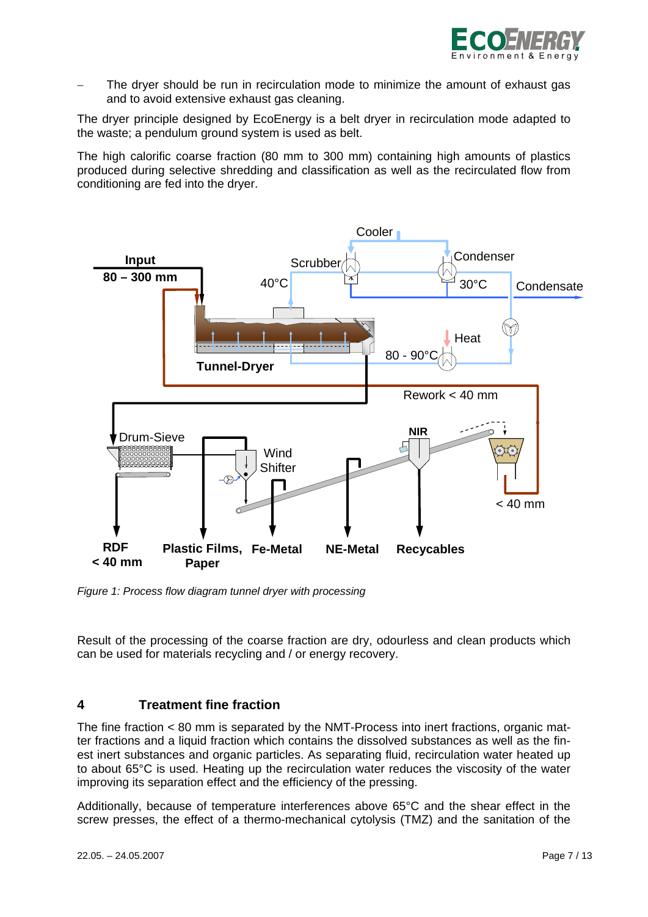- The dryer should be run in recirculation mode to minimize the amount of exhaust gas and to avoid extensive exhaust gas cleaning.

The dryer principle designed by EcoEnergy is a belt dryer in recirculation mode adapted to the waste; a pendulum ground system is used as belt.

The high calorific coarse fraction (80 mm to 300 mm) containing high amounts of plastics produced during selective shredding and classification as well as the recirculated flow from conditioning are fed into the dryer.

*Figure 1: Process flow diagram tunnel dryer with processing*

Result of the processing of the coarse fraction are dry, odourless and clean products which can be used for materials recycling and / or energy recovery.

## 4 Treatment fine fraction

The fine fraction < 80 mm is separated by the NMT-Process into inert fractions, organic matter fractions and a liquid fraction which contains the dissolved substances as well as the finest inert substances and organic particles. As separating fluid, recirculation water heated up to about 65°C is used. Heating up the recirculation water reduces the viscosity of the water improving its separation effect and the efficiency of the pressing.

Additionally, because of temperature interferences above 65°C and the shear effect in the screw presses, the effect of a thermo-mechanical cytolysis (TMZ) and the sanitation of the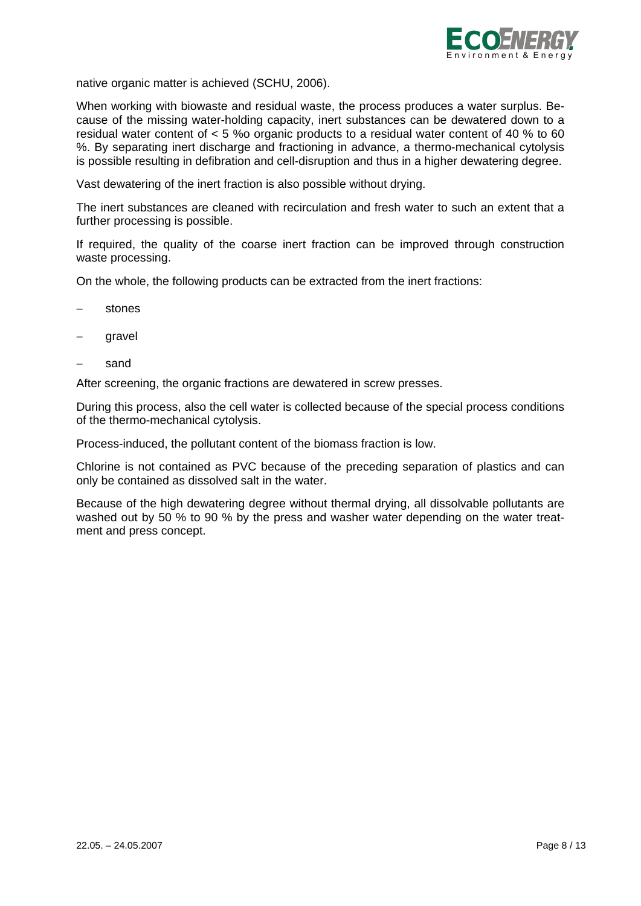native organic matter is achieved (SCHU, 2006).

When working with biowaste and residual waste, the process produces a water surplus. Because of the missing water-holding capacity, inert substances can be dewatered down to a residual water content of < 5 %o organic products to a residual water content of 40 % to 60 %. By separating inert discharge and fractioning in advance, a thermo-mechanical cytolysis is possible resulting in defibration and cell-disruption and thus in a higher dewatering degree.

Vast dewatering of the inert fraction is also possible without drying.

The inert substances are cleaned with recirculation and fresh water to such an extent that a further processing is possible.

If required, the quality of the coarse inert fraction can be improved through construction waste processing.

On the whole, the following products can be extracted from the inert fractions:

- stones
- gravel
- sand

After screening, the organic fractions are dewatered in screw presses.

During this process, also the cell water is collected because of the special process conditions of the thermo-mechanical cytolysis.

Process-induced, the pollutant content of the biomass fraction is low.

Chlorine is not contained as PVC because of the preceding separation of plastics and can only be contained as dissolved salt in the water.

Because of the high dewatering degree without thermal drying, all dissolvable pollutants are washed out by 50 % to 90 % by the press and washer water depending on the water treatment and press concept.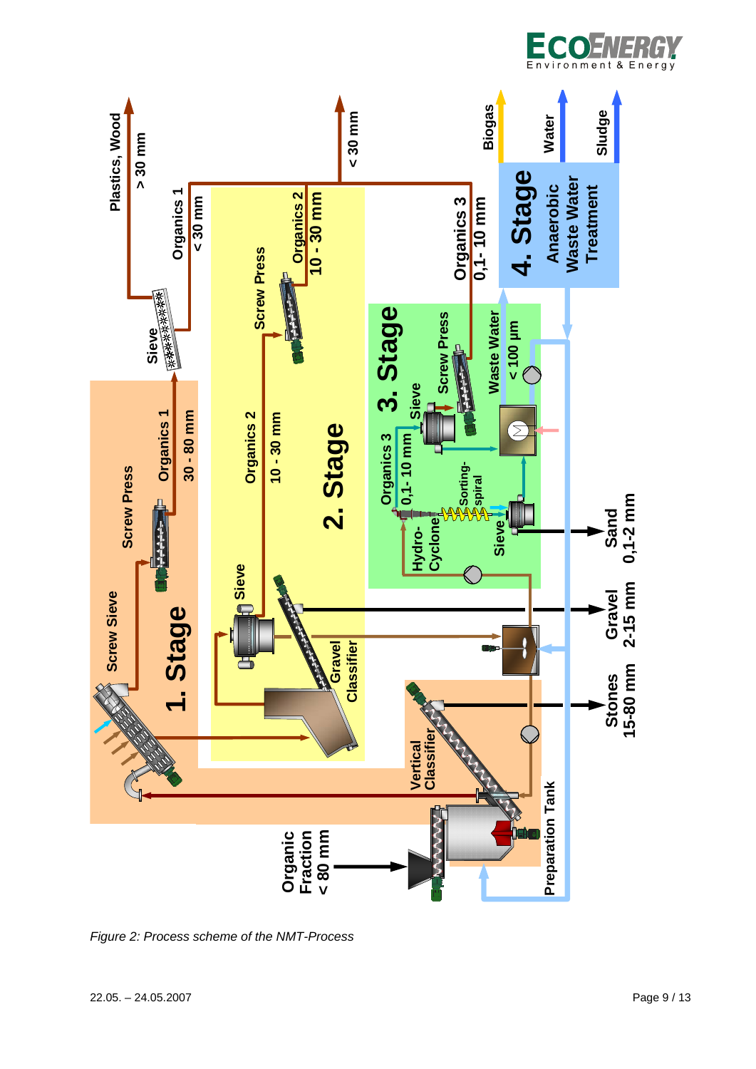*Figure 2: Process scheme of the NMT-Process*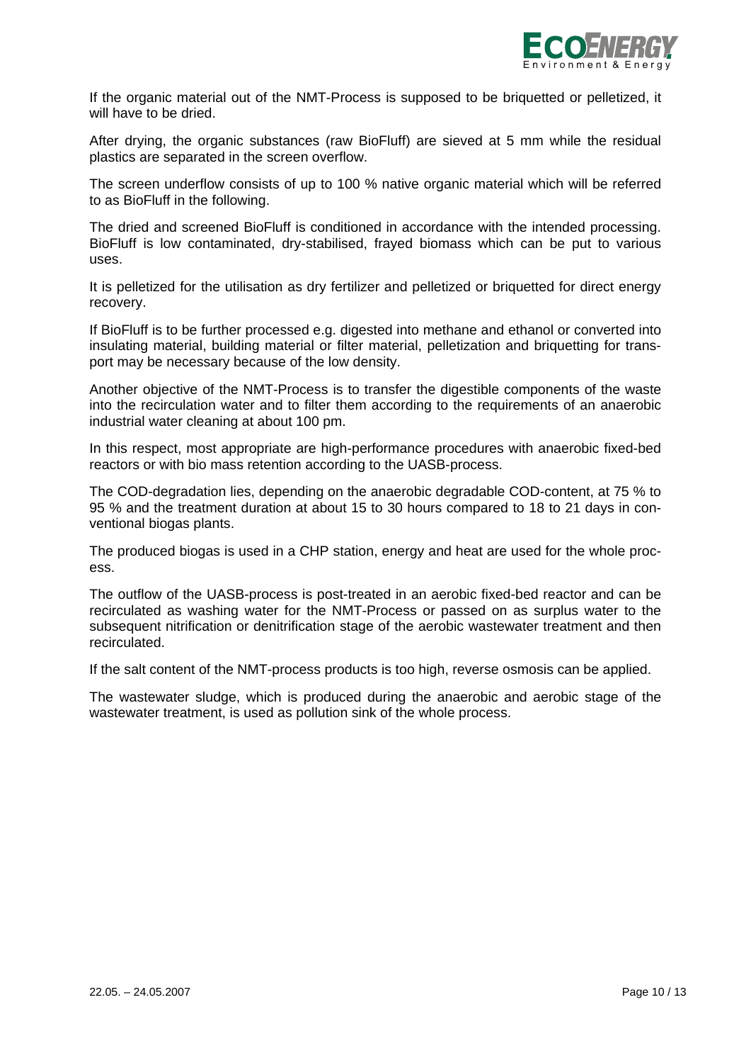If the organic material out of the NMT-Process is supposed to be briquetted or pelletized, it will have to be dried.

After drying, the organic substances (raw BioFluff) are sieved at 5 mm while the residual plastics are separated in the screen overflow.

The screen underflow consists of up to 100 % native organic material which will be referred to as BioFluff in the following.

The dried and screened BioFluff is conditioned in accordance with the intended processing. BioFluff is low contaminated, dry-stabilised, frayed biomass which can be put to various uses.

It is pelletized for the utilisation as dry fertilizer and pelletized or briquetted for direct energy recovery.

If BioFluff is to be further processed e.g. digested into methane and ethanol or converted into insulating material, building material or filter material, pelletization and briquetting for transport may be necessary because of the low density.

Another objective of the NMT-Process is to transfer the digestible components of the waste into the recirculation water and to filter them according to the requirements of an anaerobic industrial water cleaning at about 100 pm.

In this respect, most appropriate are high-performance procedures with anaerobic fixed-bed reactors or with bio mass retention according to the UASB-process.

The COD-degradation lies, depending on the anaerobic degradable COD-content, at 75 % to 95 % and the treatment duration at about 15 to 30 hours compared to 18 to 21 days in conventional biogas plants.

The produced biogas is used in a CHP station, energy and heat are used for the whole process.

The outflow of the UASB-process is post-treated in an aerobic fixed-bed reactor and can be recirculated as washing water for the NMT-Process or passed on as surplus water to the subsequent nitrification or denitrification stage of the aerobic wastewater treatment and then recirculated.

If the salt content of the NMT-process products is too high, reverse osmosis can be applied.

The wastewater sludge, which is produced during the anaerobic and aerobic stage of the wastewater treatment, is used as pollution sink of the whole process.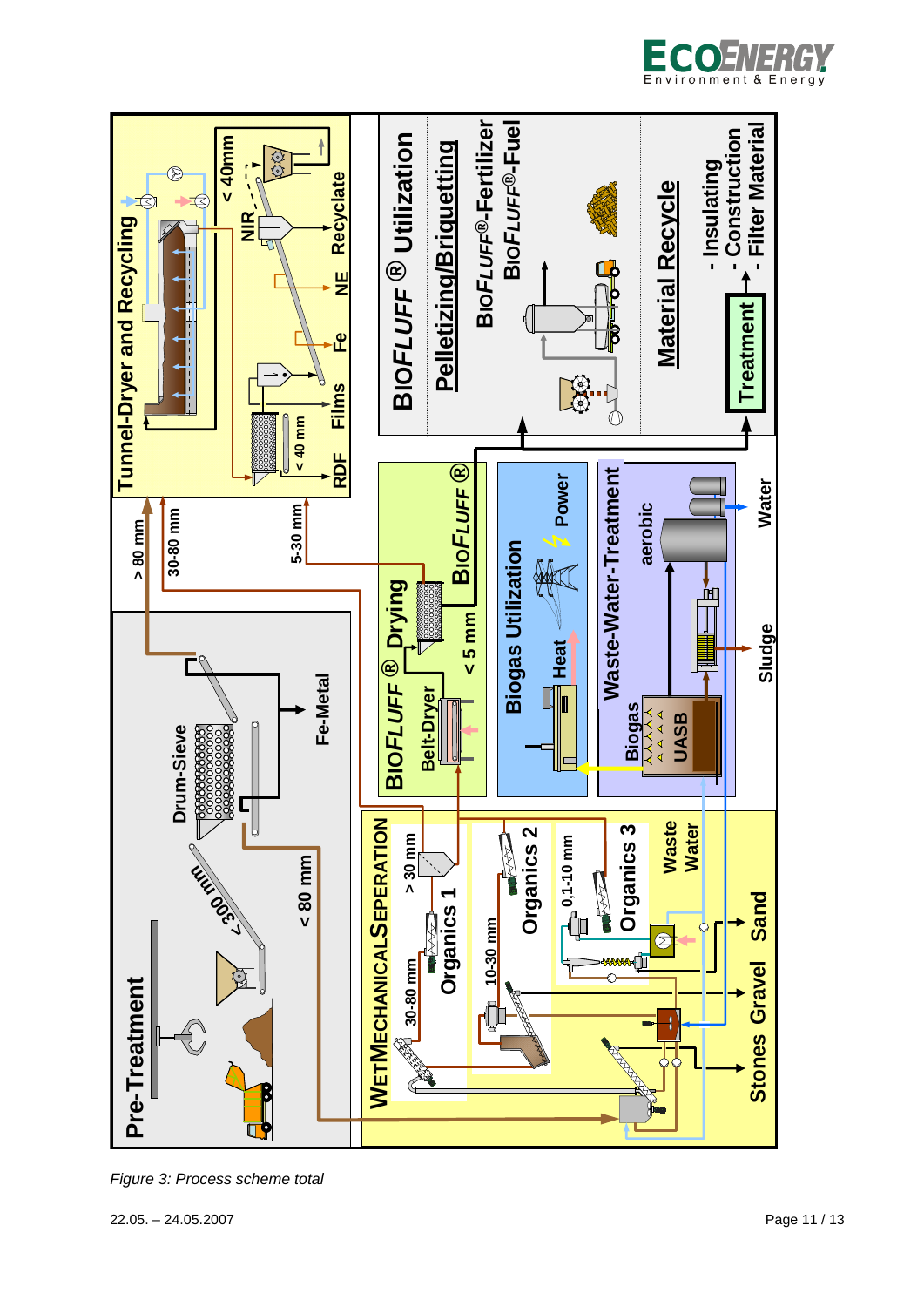*Figure 3: Process scheme total*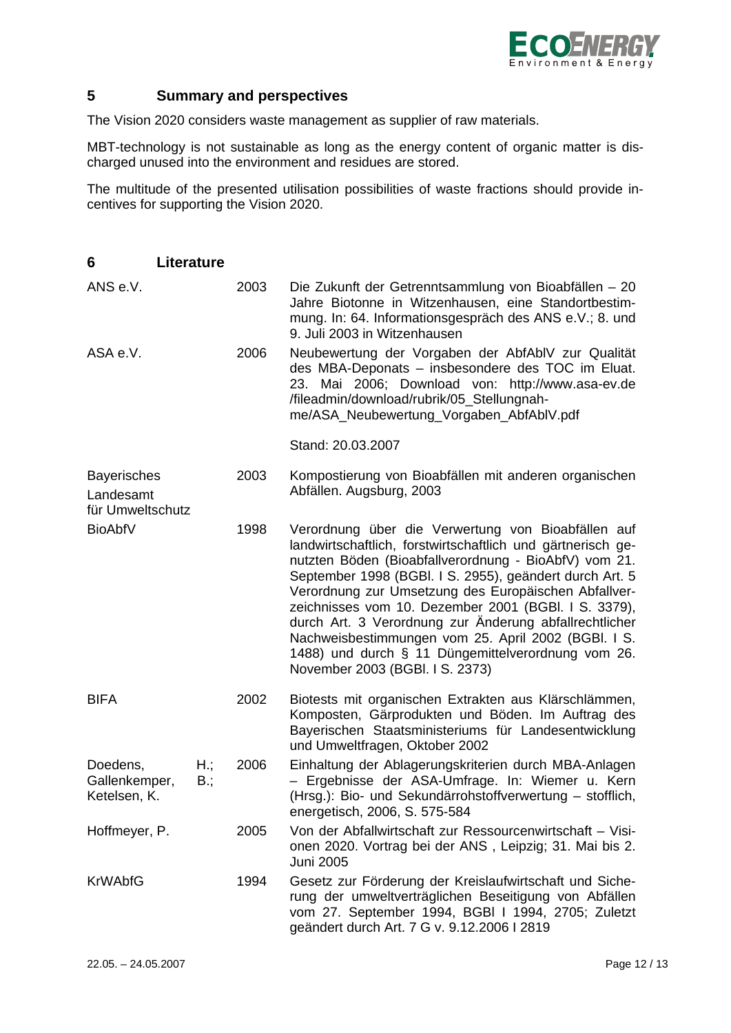## 5 Summary and perspectives

The Vision 2020 considers waste management as supplier of raw materials.

MBT-technology is not sustainable as long as the energy content of organic matter is discharged unused into the environment and residues are stored.

The multitude of the presented utilisation possibilities of waste fractions should provide incentives for supporting the Vision 2020.

## 6 Literature

| | | |
|---|---|---|
| ANS e.V. | 2003 | Die Zukunft der Getrenntsammlung von Bioabfällen – 20 Jahre Biotonne in Witzenhausen, eine Standortbestimmung. In: 64. Informationsgespräch des ANS e.V.; 8. und 9. Juli 2003 in Witzenhausen |
| ASA e.V. | 2006 | Neubewertung der Vorgaben der AbfAblV zur Qualität des MBA-Deponats – insbesondere des TOC im Eluat. 23. Mai 2006; Download von: http://www.asa-ev.de /fileadmin/download/rubrik/05_Stellungnahme/ASA_Neubewertung_Vorgaben_AbfAblV.pdf<br><br>Stand: 20.03.2007 |
| Bayerisches Landesamt für Umweltschutz | 2003 | Kompostierung von Bioabfällen mit anderen organischen Abfällen. Augsburg, 2003 |
| BioAbfV | 1998 | Verordnung über die Verwertung von Bioabfällen auf landwirtschaftlich, forstwirtschaftlich und gärtnerisch genutzten Böden (Bioabfallverordnung - BioAbfV) vom 21. September 1998 (BGBl. I S. 2955), geändert durch Art. 5 Verordnung zur Umsetzung des Europäischen Abfallverzeichnisses vom 10. Dezember 2001 (BGBl. I S. 3379), durch Art. 3 Verordnung zur Änderung abfallrechtlicher Nachweisbestimmungen vom 25. April 2002 (BGBl. I S. 1488) und durch § 11 Düngemittelverordnung vom 26. November 2003 (BGBl. I S. 2373) |
| BIFA | 2002 | Biotests mit organischen Extrakten aus Klärschlämmen, Komposten, Gärprodukten und Böden. Im Auftrag des Bayerischen Staatsministeriums für Landesentwicklung und Umweltfragen, Oktober 2002 |
| Doedens, H.; Gallenkemper, B.; Ketelsen, K. | 2006 | Einhaltung der Ablagerungskriterien durch MBA-Anlagen – Ergebnisse der ASA-Umfrage. In: Wiemer u. Kern (Hrsg.): Bio- und Sekundärrohstoffverwertung – stofflich, energetisch, 2006, S. 575-584 |
| Hoffmeyer, P. | 2005 | Von der Abfallwirtschaft zur Ressourcenwirtschaft – Visionen 2020. Vortrag bei der ANS , Leipzig; 31. Mai bis 2. Juni 2005 |
| KrWAbfG | 1994 | Gesetz zur Förderung der Kreislaufwirtschaft und Sicherung der umweltverträglichen Beseitigung von Abfällen vom 27. September 1994, BGBl I 1994, 2705; Zuletzt geändert durch Art. 7 G v. 9.12.2006 I 2819 |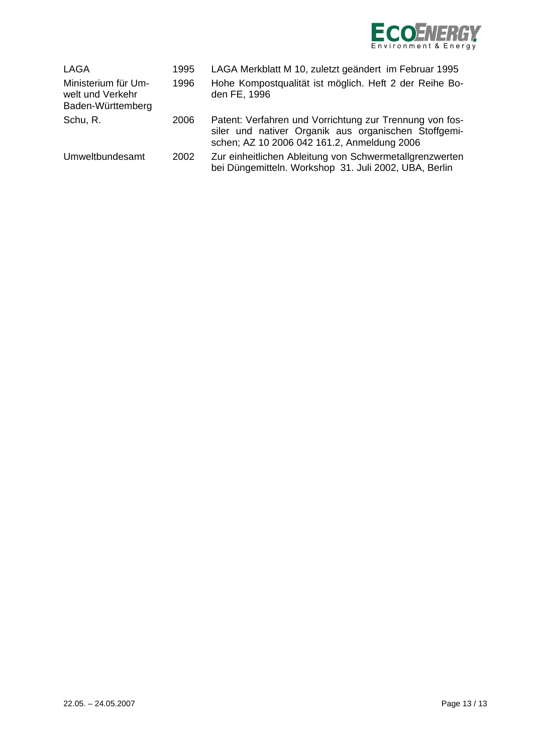| | | |
|---|---|---|
| LAGA | 1995 | LAGA Merkblatt M 10, zuletzt geändert im Februar 1995 |
| Ministerium für Umwelt und Verkehr Baden-Württemberg | 1996 | Hohe Kompostqualität ist möglich. Heft 2 der Reihe Boden FE, 1996 |
| Schu, R. | 2006 | Patent: Verfahren und Vorrichtung zur Trennung von fossiler und nativer Organik aus organischen Stoffgemischen; AZ 10 2006 042 161.2, Anmeldung 2006 |
| Umweltbundesamt | 2002 | Zur einheitlichen Ableitung von Schwermetallgrenzwerten bei Düngemitteln. Workshop 31. Juli 2002, UBA, Berlin |